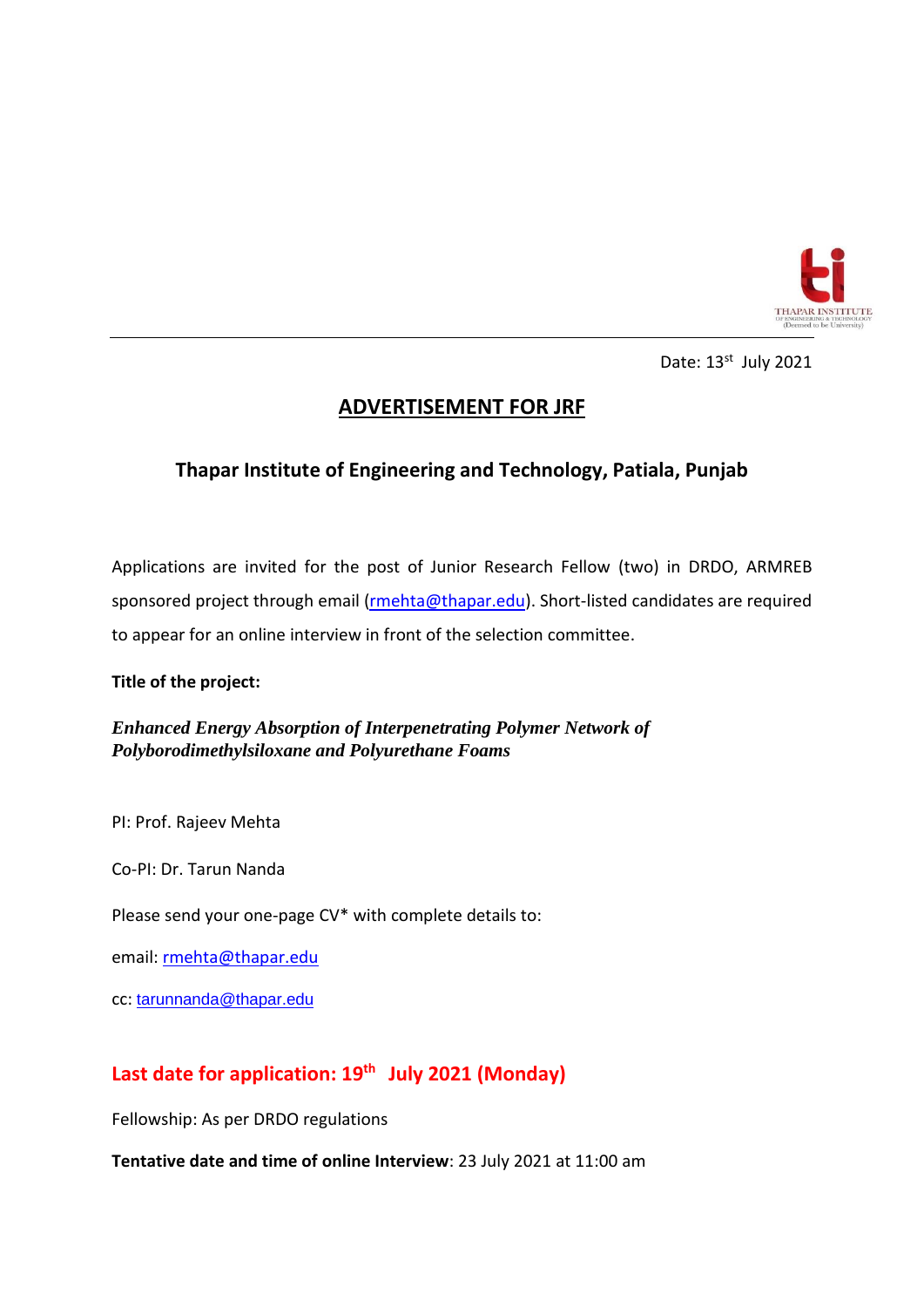Date: 13st July 2021

# ADVERTISEMENT FOR JRF

## Thapar Institute of Engineering and Technology, Patiala, Punjab

Applications are invited for the post of Junior Research Fellow (two) in DRDO, ARMREB sponsored project through email (rmehta@thapar.edu). Short-listed candidates are required to appear for an online interview in front of the selection committee.

**Title of the project:**

***Enhanced Energy Absorption of Interpenetrating Polymer Network of Polyborodimethylsiloxane and Polyurethane Foams***

PI: Prof. Rajeev Mehta

Co-PI: Dr. Tarun Nanda

Please send your one-page CV* with complete details to:

email: rmehta@thapar.edu

cc: tarunnanda@thapar.edu

**Last date for application: 19th July 2021 (Monday)**

Fellowship: As per DRDO regulations

**Tentative date and time of online Interview**: 23 July 2021 at 11:00 am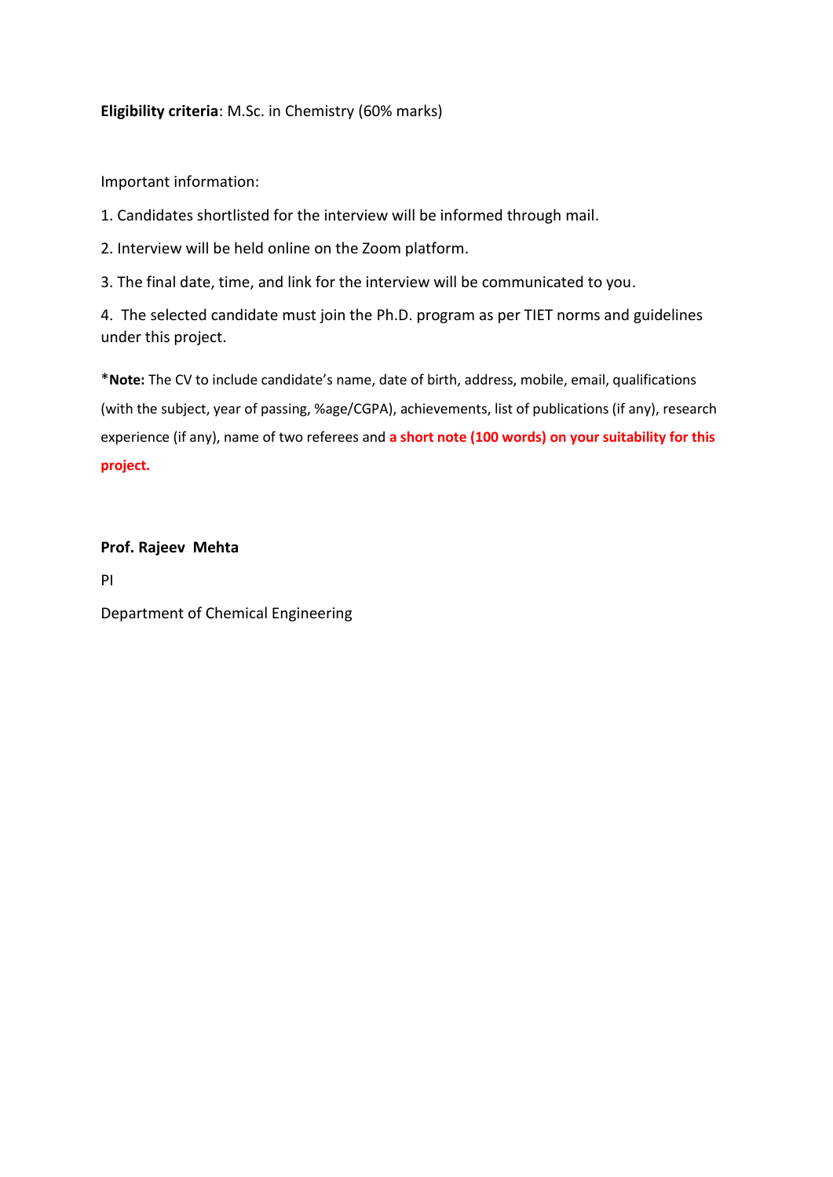**Eligibility criteria**: M.Sc. in Chemistry (60% marks)

Important information:

1. Candidates shortlisted for the interview will be informed through mail.
2. Interview will be held online on the Zoom platform.
3. The final date, time, and link for the interview will be communicated to you.
4. The selected candidate must join the Ph.D. program as per TIET norms and guidelines under this project.

*​**Note:** The CV to include candidate's name, date of birth, address, mobile, email, qualifications (with the subject, year of passing, %age/CGPA), achievements, list of publications (if any), research experience (if any), name of two referees and **a short note (100 words) on your suitability for this project.**

**Prof. Rajeev Mehta**

PI

Department of Chemical Engineering